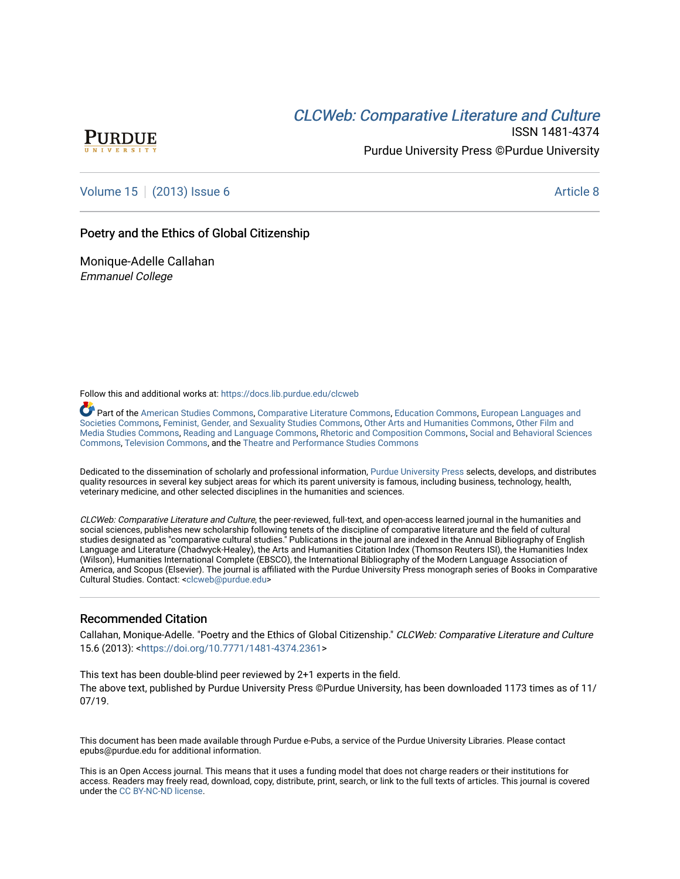PURDUE UNIVERSITY

# CLCWeb: Comparative Literature and Culture

ISSN 1481-4374

Purdue University Press ©Purdue University

Volume 15 | (2013) Issue 6 | Article 8

## Poetry and the Ethics of Global Citizenship

Monique-Adelle Callahan
*Emmanuel College*

Follow this and additional works at: https://docs.lib.purdue.edu/clcweb

Part of the American Studies Commons, Comparative Literature Commons, Education Commons, European Languages and Societies Commons, Feminist, Gender, and Sexuality Studies Commons, Other Arts and Humanities Commons, Other Film and Media Studies Commons, Reading and Language Commons, Rhetoric and Composition Commons, Social and Behavioral Sciences Commons, Television Commons, and the Theatre and Performance Studies Commons

Dedicated to the dissemination of scholarly and professional information, Purdue University Press selects, develops, and distributes quality resources in several key subject areas for which its parent university is famous, including business, technology, health, veterinary medicine, and other selected disciplines in the humanities and sciences.

*CLCWeb: Comparative Literature and Culture*, the peer-reviewed, full-text, and open-access learned journal in the humanities and social sciences, publishes new scholarship following tenets of the discipline of comparative literature and the field of cultural studies designated as "comparative cultural studies." Publications in the journal are indexed in the Annual Bibliography of English Language and Literature (Chadwyck-Healey), the Arts and Humanities Citation Index (Thomson Reuters ISI), the Humanities Index (Wilson), Humanities International Complete (EBSCO), the International Bibliography of the Modern Language Association of America, and Scopus (Elsevier). The journal is affiliated with the Purdue University Press monograph series of Books in Comparative Cultural Studies. Contact: <clcweb@purdue.edu>

### Recommended Citation

Callahan, Monique-Adelle. "Poetry and the Ethics of Global Citizenship." *CLCWeb: Comparative Literature and Culture* 15.6 (2013): <https://doi.org/10.7771/1481-4374.2361>

This text has been double-blind peer reviewed by 2+1 experts in the field.
The above text, published by Purdue University Press ©Purdue University, has been downloaded 1173 times as of 11/07/19.

This document has been made available through Purdue e-Pubs, a service of the Purdue University Libraries. Please contact epubs@purdue.edu for additional information.

This is an Open Access journal. This means that it uses a funding model that does not charge readers or their institutions for access. Readers may freely read, download, copy, distribute, print, search, or link to the full texts of articles. This journal is covered under the CC BY-NC-ND license.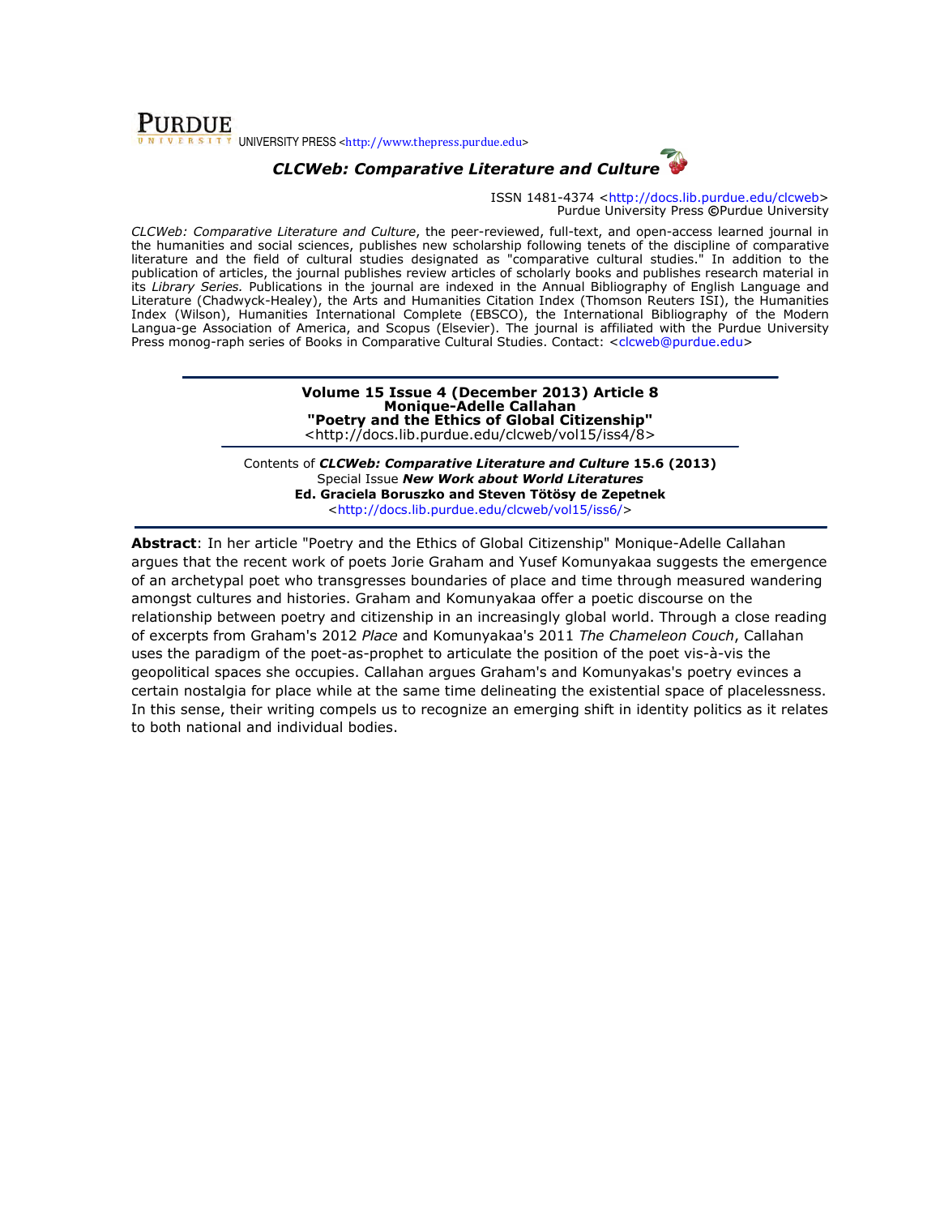**PURDUE** UNIVERSITY PRESS <http://www.thepress.purdue.edu>

***CLCWeb: Comparative Literature and Culture***

ISSN 1481-4374 <http://docs.lib.purdue.edu/clcweb>
Purdue University Press ©Purdue University

*CLCWeb: Comparative Literature and Culture*, the peer-reviewed, full-text, and open-access learned journal in the humanities and social sciences, publishes new scholarship following tenets of the discipline of comparative literature and the field of cultural studies designated as "comparative cultural studies." In addition to the publication of articles, the journal publishes review articles of scholarly books and publishes research material in its *Library Series.* Publications in the journal are indexed in the Annual Bibliography of English Language and Literature (Chadwyck-Healey), the Arts and Humanities Citation Index (Thomson Reuters ISI), the Humanities Index (Wilson), Humanities International Complete (EBSCO), the International Bibliography of the Modern Langua-ge Association of America, and Scopus (Elsevier). The journal is affiliated with the Purdue University Press monog-raph series of Books in Comparative Cultural Studies. Contact: <clcweb@purdue.edu>

---

**Volume 15 Issue 4 (December 2013) Article 8**
**Monique-Adelle Callahan**
**"Poetry and the Ethics of Global Citizenship"**
<http://docs.lib.purdue.edu/clcweb/vol15/iss4/8>

---

Contents of ***CLCWeb: Comparative Literature and Culture* 15.6 (2013)**
Special Issue ***New Work about World Literatures***
**Ed. Graciela Boruszko and Steven Tötösy de Zepetnek**
<http://docs.lib.purdue.edu/clcweb/vol15/iss6/>

---

**Abstract**: In her article "Poetry and the Ethics of Global Citizenship" Monique-Adelle Callahan argues that the recent work of poets Jorie Graham and Yusef Komunyakaa suggests the emergence of an archetypal poet who transgresses boundaries of place and time through measured wandering amongst cultures and histories. Graham and Komunyakaa offer a poetic discourse on the relationship between poetry and citizenship in an increasingly global world. Through a close reading of excerpts from Graham's 2012 *Place* and Komunyakaa's 2011 *The Chameleon Couch*, Callahan uses the paradigm of the poet-as-prophet to articulate the position of the poet vis-à-vis the geopolitical spaces she occupies. Callahan argues Graham's and Komunyakas's poetry evinces a certain nostalgia for place while at the same time delineating the existential space of placelessness. In this sense, their writing compels us to recognize an emerging shift in identity politics as it relates to both national and individual bodies.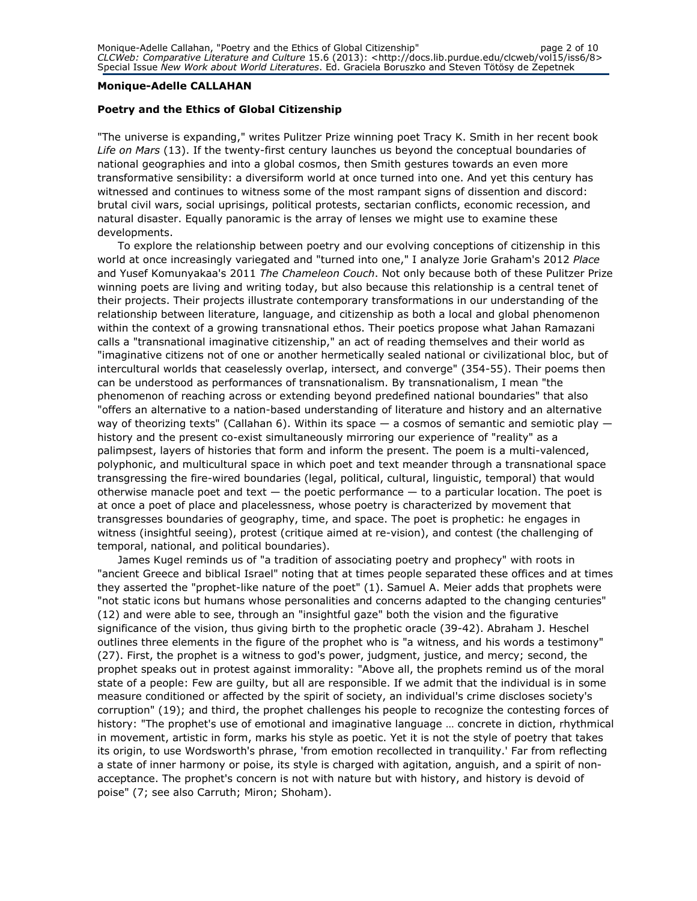**Monique-Adelle CALLAHAN**

**Poetry and the Ethics of Global Citizenship**

"The universe is expanding," writes Pulitzer Prize winning poet Tracy K. Smith in her recent book *Life on Mars* (13). If the twenty-first century launches us beyond the conceptual boundaries of national geographies and into a global cosmos, then Smith gestures towards an even more transformative sensibility: a diversiform world at once turned into one. And yet this century has witnessed and continues to witness some of the most rampant signs of dissention and discord: brutal civil wars, social uprisings, political protests, sectarian conflicts, economic recession, and natural disaster. Equally panoramic is the array of lenses we might use to examine these developments.

To explore the relationship between poetry and our evolving conceptions of citizenship in this world at once increasingly variegated and "turned into one," I analyze Jorie Graham's 2012 *Place* and Yusef Komunyakaa's 2011 *The Chameleon Couch*. Not only because both of these Pulitzer Prize winning poets are living and writing today, but also because this relationship is a central tenet of their projects. Their projects illustrate contemporary transformations in our understanding of the relationship between literature, language, and citizenship as both a local and global phenomenon within the context of a growing transnational ethos. Their poetics propose what Jahan Ramazani calls a "transnational imaginative citizenship," an act of reading themselves and their world as "imaginative citizens not of one or another hermetically sealed national or civilizational bloc, but of intercultural worlds that ceaselessly overlap, intersect, and converge" (354-55). Their poems then can be understood as performances of transnationalism. By transnationalism, I mean "the phenomenon of reaching across or extending beyond predefined national boundaries" that also "offers an alternative to a nation-based understanding of literature and history and an alternative way of theorizing texts" (Callahan 6). Within its space — a cosmos of semantic and semiotic play — history and the present co-exist simultaneously mirroring our experience of "reality" as a palimpsest, layers of histories that form and inform the present. The poem is a multi-valenced, polyphonic, and multicultural space in which poet and text meander through a transnational space transgressing the fire-wired boundaries (legal, political, cultural, linguistic, temporal) that would otherwise manacle poet and text — the poetic performance — to a particular location. The poet is at once a poet of place and placelessness, whose poetry is characterized by movement that transgresses boundaries of geography, time, and space. The poet is prophetic: he engages in witness (insightful seeing), protest (critique aimed at re-vision), and contest (the challenging of temporal, national, and political boundaries).

James Kugel reminds us of "a tradition of associating poetry and prophecy" with roots in "ancient Greece and biblical Israel" noting that at times people separated these offices and at times they asserted the "prophet-like nature of the poet" (1). Samuel A. Meier adds that prophets were "not static icons but humans whose personalities and concerns adapted to the changing centuries" (12) and were able to see, through an "insightful gaze" both the vision and the figurative significance of the vision, thus giving birth to the prophetic oracle (39-42). Abraham J. Heschel outlines three elements in the figure of the prophet who is "a witness, and his words a testimony" (27). First, the prophet is a witness to god's power, judgment, justice, and mercy; second, the prophet speaks out in protest against immorality: "Above all, the prophets remind us of the moral state of a people: Few are guilty, but all are responsible. If we admit that the individual is in some measure conditioned or affected by the spirit of society, an individual's crime discloses society's corruption" (19); and third, the prophet challenges his people to recognize the contesting forces of history: "The prophet's use of emotional and imaginative language … concrete in diction, rhythmical in movement, artistic in form, marks his style as poetic. Yet it is not the style of poetry that takes its origin, to use Wordsworth's phrase, 'from emotion recollected in tranquility.' Far from reflecting a state of inner harmony or poise, its style is charged with agitation, anguish, and a spirit of non-acceptance. The prophet's concern is not with nature but with history, and history is devoid of poise" (7; see also Carruth; Miron; Shoham).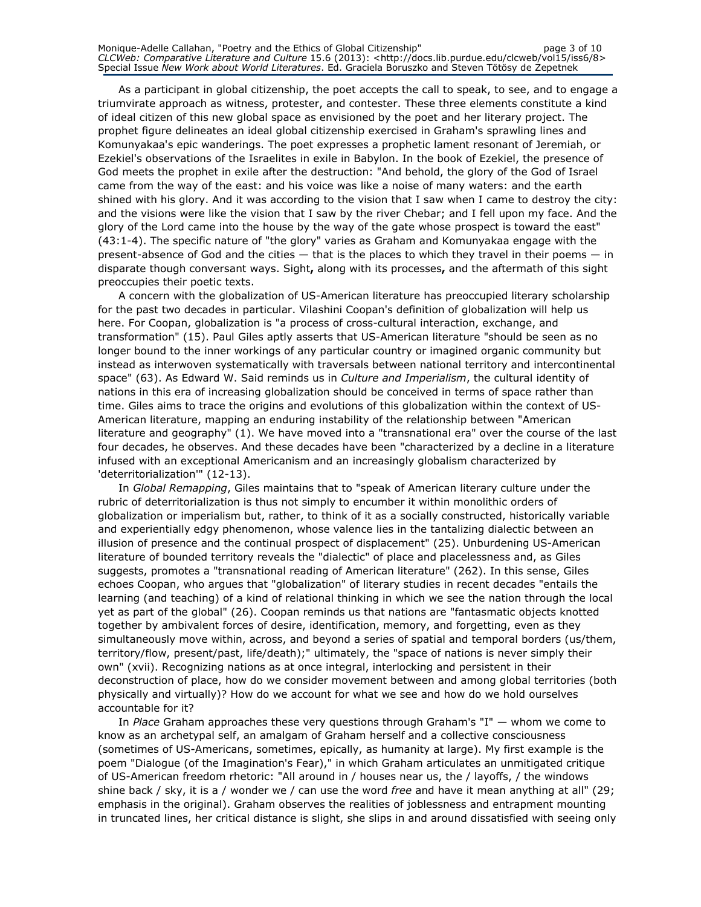As a participant in global citizenship, the poet accepts the call to speak, to see, and to engage a triumvirate approach as witness, protester, and contester. These three elements constitute a kind of ideal citizen of this new global space as envisioned by the poet and her literary project. The prophet figure delineates an ideal global citizenship exercised in Graham's sprawling lines and Komunyakaa's epic wanderings. The poet expresses a prophetic lament resonant of Jeremiah, or Ezekiel's observations of the Israelites in exile in Babylon. In the book of Ezekiel, the presence of God meets the prophet in exile after the destruction: "And behold, the glory of the God of Israel came from the way of the east: and his voice was like a noise of many waters: and the earth shined with his glory. And it was according to the vision that I saw when I came to destroy the city: and the visions were like the vision that I saw by the river Chebar; and I fell upon my face. And the glory of the Lord came into the house by the way of the gate whose prospect is toward the east" (43:1-4). The specific nature of "the glory" varies as Graham and Komunyakaa engage with the present-absence of God and the cities — that is the places to which they travel in their poems — in disparate though conversant ways. Sight**,** along with its processes**,** and the aftermath of this sight preoccupies their poetic texts.

A concern with the globalization of US-American literature has preoccupied literary scholarship for the past two decades in particular. Vilashini Coopan's definition of globalization will help us here. For Coopan, globalization is "a process of cross-cultural interaction, exchange, and transformation" (15). Paul Giles aptly asserts that US-American literature "should be seen as no longer bound to the inner workings of any particular country or imagined organic community but instead as interwoven systematically with traversals between national territory and intercontinental space" (63). As Edward W. Said reminds us in *Culture and Imperialism*, the cultural identity of nations in this era of increasing globalization should be conceived in terms of space rather than time. Giles aims to trace the origins and evolutions of this globalization within the context of US-American literature, mapping an enduring instability of the relationship between "American literature and geography" (1). We have moved into a "transnational era" over the course of the last four decades, he observes. And these decades have been "characterized by a decline in a literature infused with an exceptional Americanism and an increasingly globalism characterized by 'deterritorialization'" (12-13).

In *Global Remapping*, Giles maintains that to "speak of American literary culture under the rubric of deterritorialization is thus not simply to encumber it within monolithic orders of globalization or imperialism but, rather, to think of it as a socially constructed, historically variable and experientially edgy phenomenon, whose valence lies in the tantalizing dialectic between an illusion of presence and the continual prospect of displacement" (25). Unburdening US-American literature of bounded territory reveals the "dialectic" of place and placelessness and, as Giles suggests, promotes a "transnational reading of American literature" (262). In this sense, Giles echoes Coopan, who argues that "globalization" of literary studies in recent decades "entails the learning (and teaching) of a kind of relational thinking in which we see the nation through the local yet as part of the global" (26). Coopan reminds us that nations are "fantasmatic objects knotted together by ambivalent forces of desire, identification, memory, and forgetting, even as they simultaneously move within, across, and beyond a series of spatial and temporal borders (us/them, territory/flow, present/past, life/death);" ultimately, the "space of nations is never simply their own" (xvii). Recognizing nations as at once integral, interlocking and persistent in their deconstruction of place, how do we consider movement between and among global territories (both physically and virtually)? How do we account for what we see and how do we hold ourselves accountable for it?

In *Place* Graham approaches these very questions through Graham's "I" — whom we come to know as an archetypal self, an amalgam of Graham herself and a collective consciousness (sometimes of US-Americans, sometimes, epically, as humanity at large). My first example is the poem "Dialogue (of the Imagination's Fear)," in which Graham articulates an unmitigated critique of US-American freedom rhetoric: "All around in / houses near us, the / layoffs, / the windows shine back / sky, it is a / wonder we / can use the word *free* and have it mean anything at all" (29; emphasis in the original). Graham observes the realities of joblessness and entrapment mounting in truncated lines, her critical distance is slight, she slips in and around dissatisfied with seeing only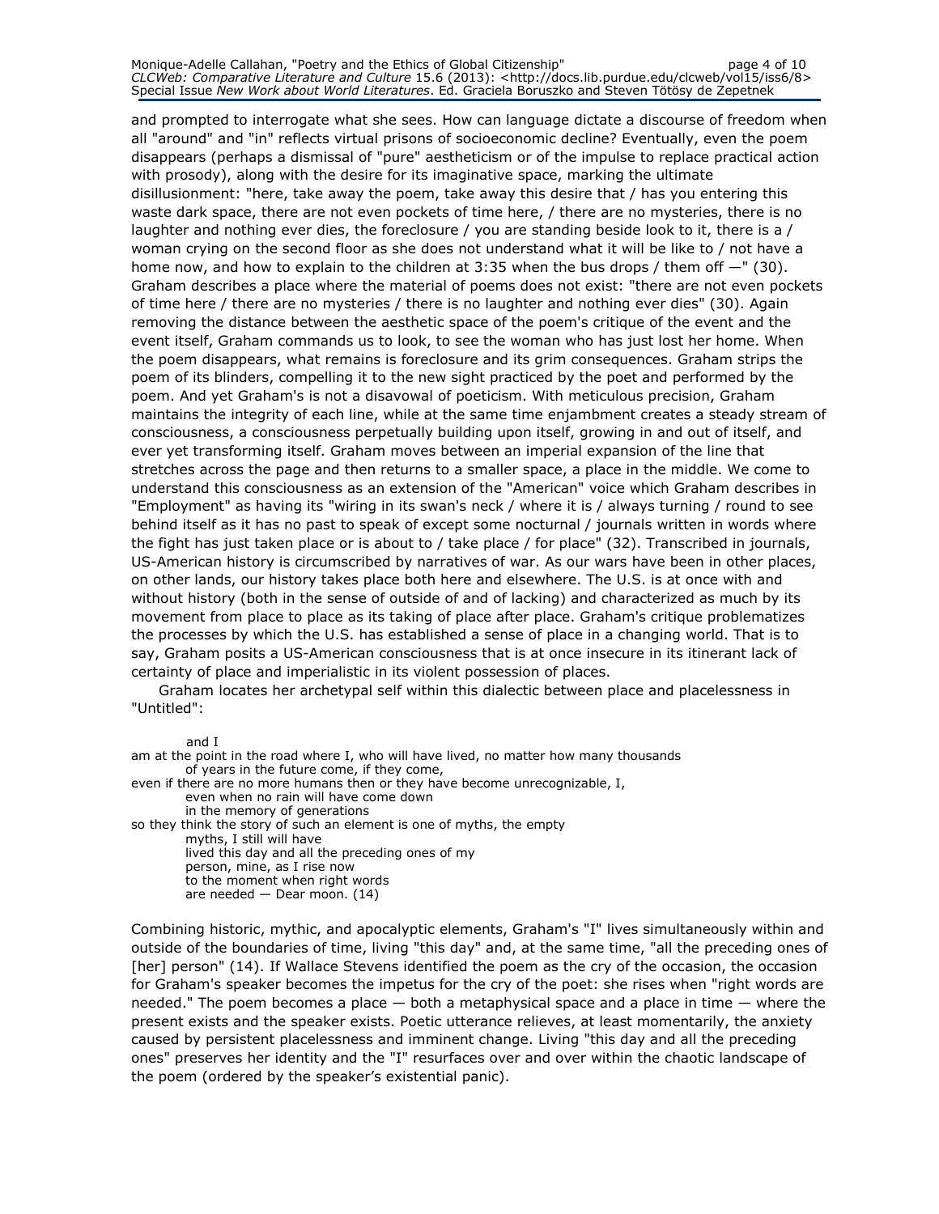and prompted to interrogate what she sees. How can language dictate a discourse of freedom when all "around" and "in" reflects virtual prisons of socioeconomic decline? Eventually, even the poem disappears (perhaps a dismissal of "pure" aestheticism or of the impulse to replace practical action with prosody), along with the desire for its imaginative space, marking the ultimate disillusionment: "here, take away the poem, take away this desire that / has you entering this waste dark space, there are not even pockets of time here, / there are no mysteries, there is no laughter and nothing ever dies, the foreclosure / you are standing beside look to it, there is a / woman crying on the second floor as she does not understand what it will be like to / not have a home now, and how to explain to the children at 3:35 when the bus drops / them off —" (30). Graham describes a place where the material of poems does not exist: "there are not even pockets of time here / there are no mysteries / there is no laughter and nothing ever dies" (30). Again removing the distance between the aesthetic space of the poem's critique of the event and the event itself, Graham commands us to look, to see the woman who has just lost her home. When the poem disappears, what remains is foreclosure and its grim consequences. Graham strips the poem of its blinders, compelling it to the new sight practiced by the poet and performed by the poem. And yet Graham's is not a disavowal of poeticism. With meticulous precision, Graham maintains the integrity of each line, while at the same time enjambment creates a steady stream of consciousness, a consciousness perpetually building upon itself, growing in and out of itself, and ever yet transforming itself. Graham moves between an imperial expansion of the line that stretches across the page and then returns to a smaller space, a place in the middle. We come to understand this consciousness as an extension of the "American" voice which Graham describes in "Employment" as having its "wiring in its swan's neck / where it is / always turning / round to see behind itself as it has no past to speak of except some nocturnal / journals written in words where the fight has just taken place or is about to / take place / for place" (32). Transcribed in journals, US-American history is circumscribed by narratives of war. As our wars have been in other places, on other lands, our history takes place both here and elsewhere. The U.S. is at once with and without history (both in the sense of outside of and of lacking) and characterized as much by its movement from place to place as its taking of place after place. Graham's critique problematizes the processes by which the U.S. has established a sense of place in a changing world. That is to say, Graham posits a US-American consciousness that is at once insecure in its itinerant lack of certainty of place and imperialistic in its violent possession of places.

Graham locates her archetypal self within this dialectic between place and placelessness in "Untitled":

> and I
> am at the point in the road where I, who will have lived, no matter how many thousands
> of years in the future come, if they come,
> even if there are no more humans then or they have become unrecognizable, I,
> even when no rain will have come down
> in the memory of generations
> so they think the story of such an element is one of myths, the empty
> myths, I still will have
> lived this day and all the preceding ones of my
> person, mine, as I rise now
> to the moment when right words
> are needed — Dear moon. (14)

Combining historic, mythic, and apocalyptic elements, Graham's "I" lives simultaneously within and outside of the boundaries of time, living "this day" and, at the same time, "all the preceding ones of [her] person" (14). If Wallace Stevens identified the poem as the cry of the occasion, the occasion for Graham's speaker becomes the impetus for the cry of the poet: she rises when "right words are needed." The poem becomes a place — both a metaphysical space and a place in time — where the present exists and the speaker exists. Poetic utterance relieves, at least momentarily, the anxiety caused by persistent placelessness and imminent change. Living "this day and all the preceding ones" preserves her identity and the "I" resurfaces over and over within the chaotic landscape of the poem (ordered by the speaker's existential panic).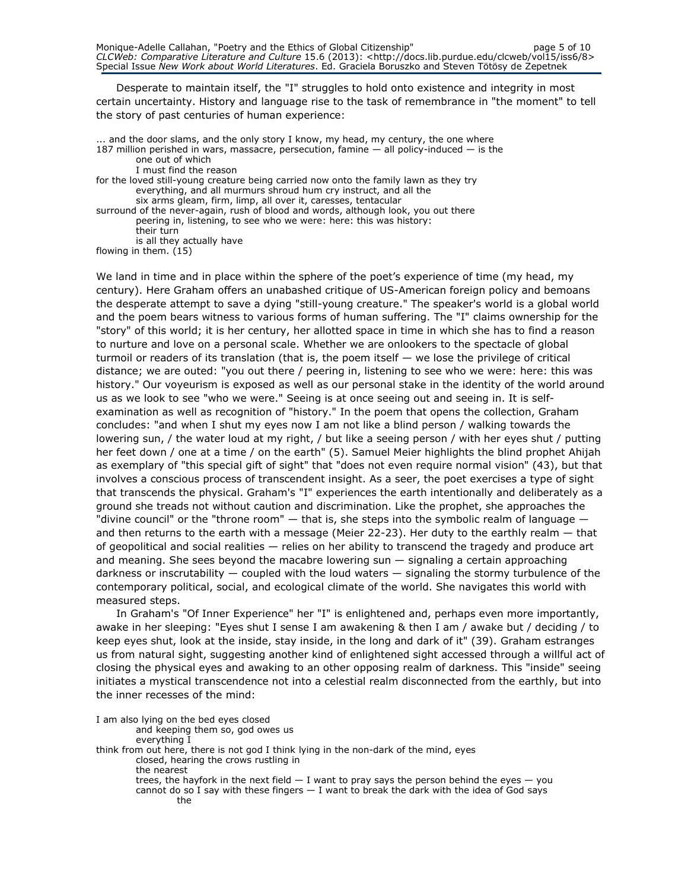Desperate to maintain itself, the "I" struggles to hold onto existence and integrity in most certain uncertainty. History and language rise to the task of remembrance in "the moment" to tell the story of past centuries of human experience:

> ... and the door slams, and the only story I know, my head, my century, the one where  
> 187 million perished in wars, massacre, persecution, famine — all policy-induced — is the  
> one out of which  
> I must find the reason  
> for the loved still-young creature being carried now onto the family lawn as they try  
> everything, and all murmurs shroud hum cry instruct, and all the  
> six arms gleam, firm, limp, all over it, caresses, tentacular  
> surround of the never-again, rush of blood and words, although look, you out there  
> peering in, listening, to see who we were: here: this was history:  
> their turn  
> is all they actually have  
> flowing in them. (15)

We land in time and in place within the sphere of the poet's experience of time (my head, my century). Here Graham offers an unabashed critique of US-American foreign policy and bemoans the desperate attempt to save a dying "still-young creature." The speaker's world is a global world and the poem bears witness to various forms of human suffering. The "I" claims ownership for the "story" of this world; it is her century, her allotted space in time in which she has to find a reason to nurture and love on a personal scale. Whether we are onlookers to the spectacle of global turmoil or readers of its translation (that is, the poem itself — we lose the privilege of critical distance; we are outed: "you out there / peering in, listening to see who we were: here: this was history." Our voyeurism is exposed as well as our personal stake in the identity of the world around us as we look to see "who we were." Seeing is at once seeing out and seeing in. It is self-examination as well as recognition of "history." In the poem that opens the collection, Graham concludes: "and when I shut my eyes now I am not like a blind person / walking towards the lowering sun, / the water loud at my right, / but like a seeing person / with her eyes shut / putting her feet down / one at a time / on the earth" (5). Samuel Meier highlights the blind prophet Ahijah as exemplary of "this special gift of sight" that "does not even require normal vision" (43), but that involves a conscious process of transcendent insight. As a seer, the poet exercises a type of sight that transcends the physical. Graham's "I" experiences the earth intentionally and deliberately as a ground she treads not without caution and discrimination. Like the prophet, she approaches the "divine council" or the "throne room" — that is, she steps into the symbolic realm of language — and then returns to the earth with a message (Meier 22-23). Her duty to the earthly realm — that of geopolitical and social realities — relies on her ability to transcend the tragedy and produce art and meaning. She sees beyond the macabre lowering sun — signaling a certain approaching darkness or inscrutability — coupled with the loud waters — signaling the stormy turbulence of the contemporary political, social, and ecological climate of the world. She navigates this world with measured steps.

In Graham's "Of Inner Experience" her "I" is enlightened and, perhaps even more importantly, awake in her sleeping: "Eyes shut I sense I am awakening & then I am / awake but / deciding / to keep eyes shut, look at the inside, stay inside, in the long and dark of it" (39). Graham estranges us from natural sight, suggesting another kind of enlightened sight accessed through a willful act of closing the physical eyes and awaking to an other opposing realm of darkness. This "inside" seeing initiates a mystical transcendence not into a celestial realm disconnected from the earthly, but into the inner recesses of the mind:

> I am also lying on the bed eyes closed  
> and keeping them so, god owes us  
> everything I  
> think from out here, there is not god I think lying in the non-dark of the mind, eyes  
> closed, hearing the crows rustling in  
> the nearest  
> trees, the hayfork in the next field — I want to pray says the person behind the eyes — you  
> cannot do so I say with these fingers — I want to break the dark with the idea of God says  
> the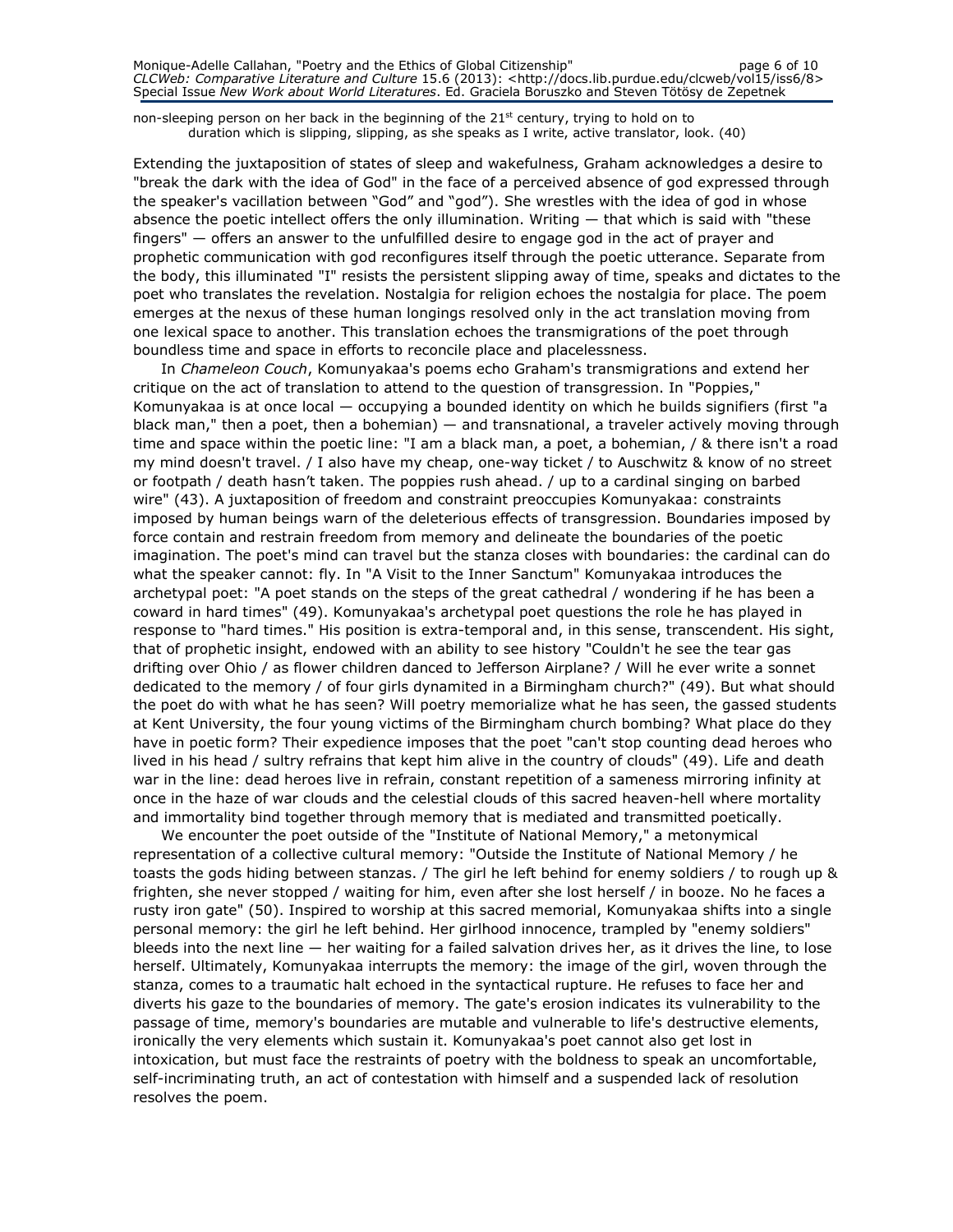non-sleeping person on her back in the beginning of the 21st century, trying to hold on to
duration which is slipping, slipping, as she speaks as I write, active translator, look. (40)

Extending the juxtaposition of states of sleep and wakefulness, Graham acknowledges a desire to "break the dark with the idea of God" in the face of a perceived absence of god expressed through the speaker's vacillation between "God" and "god"). She wrestles with the idea of god in whose absence the poetic intellect offers the only illumination. Writing — that which is said with "these fingers" — offers an answer to the unfulfilled desire to engage god in the act of prayer and prophetic communication with god reconfigures itself through the poetic utterance. Separate from the body, this illuminated "I" resists the persistent slipping away of time, speaks and dictates to the poet who translates the revelation. Nostalgia for religion echoes the nostalgia for place. The poem emerges at the nexus of these human longings resolved only in the act translation moving from one lexical space to another. This translation echoes the transmigrations of the poet through boundless time and space in efforts to reconcile place and placelessness.

In *Chameleon Couch*, Komunyakaa's poems echo Graham's transmigrations and extend her critique on the act of translation to attend to the question of transgression. In "Poppies," Komunyakaa is at once local — occupying a bounded identity on which he builds signifiers (first "a black man," then a poet, then a bohemian) — and transnational, a traveler actively moving through time and space within the poetic line: "I am a black man, a poet, a bohemian, / & there isn't a road my mind doesn't travel. / I also have my cheap, one-way ticket / to Auschwitz & know of no street or footpath / death hasn't taken. The poppies rush ahead. / up to a cardinal singing on barbed wire" (43). A juxtaposition of freedom and constraint preoccupies Komunyakaa: constraints imposed by human beings warn of the deleterious effects of transgression. Boundaries imposed by force contain and restrain freedom from memory and delineate the boundaries of the poetic imagination. The poet's mind can travel but the stanza closes with boundaries: the cardinal can do what the speaker cannot: fly. In "A Visit to the Inner Sanctum" Komunyakaa introduces the archetypal poet: "A poet stands on the steps of the great cathedral / wondering if he has been a coward in hard times" (49). Komunyakaa's archetypal poet questions the role he has played in response to "hard times." His position is extra-temporal and, in this sense, transcendent. His sight, that of prophetic insight, endowed with an ability to see history "Couldn't he see the tear gas drifting over Ohio / as flower children danced to Jefferson Airplane? / Will he ever write a sonnet dedicated to the memory / of four girls dynamited in a Birmingham church?" (49). But what should the poet do with what he has seen? Will poetry memorialize what he has seen, the gassed students at Kent University, the four young victims of the Birmingham church bombing? What place do they have in poetic form? Their expedience imposes that the poet "can't stop counting dead heroes who lived in his head / sultry refrains that kept him alive in the country of clouds" (49). Life and death war in the line: dead heroes live in refrain, constant repetition of a sameness mirroring infinity at once in the haze of war clouds and the celestial clouds of this sacred heaven-hell where mortality and immortality bind together through memory that is mediated and transmitted poetically.

We encounter the poet outside of the "Institute of National Memory," a metonymical representation of a collective cultural memory: "Outside the Institute of National Memory / he toasts the gods hiding between stanzas. / The girl he left behind for enemy soldiers / to rough up & frighten, she never stopped / waiting for him, even after she lost herself / in booze. No he faces a rusty iron gate" (50). Inspired to worship at this sacred memorial, Komunyakaa shifts into a single personal memory: the girl he left behind. Her girlhood innocence, trampled by "enemy soldiers" bleeds into the next line — her waiting for a failed salvation drives her, as it drives the line, to lose herself. Ultimately, Komunyakaa interrupts the memory: the image of the girl, woven through the stanza, comes to a traumatic halt echoed in the syntactical rupture. He refuses to face her and diverts his gaze to the boundaries of memory. The gate's erosion indicates its vulnerability to the passage of time, memory's boundaries are mutable and vulnerable to life's destructive elements, ironically the very elements which sustain it. Komunyakaa's poet cannot also get lost in intoxication, but must face the restraints of poetry with the boldness to speak an uncomfortable, self-incriminating truth, an act of contestation with himself and a suspended lack of resolution resolves the poem.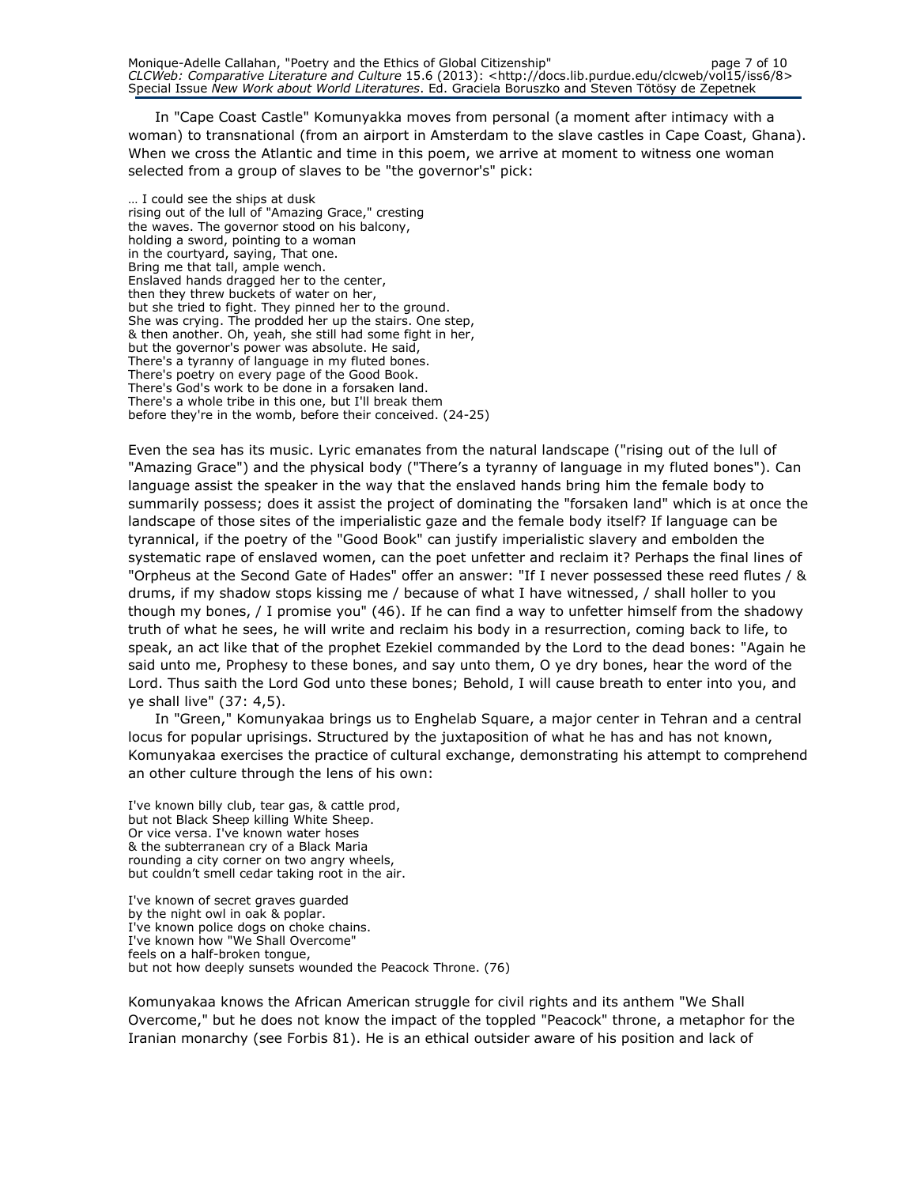In "Cape Coast Castle" Komunyakka moves from personal (a moment after intimacy with a woman) to transnational (from an airport in Amsterdam to the slave castles in Cape Coast, Ghana). When we cross the Atlantic and time in this poem, we arrive at moment to witness one woman selected from a group of slaves to be "the governor's" pick:

… I could see the ships at dusk  
rising out of the lull of "Amazing Grace," cresting  
the waves. The governor stood on his balcony,  
holding a sword, pointing to a woman  
in the courtyard, saying, That one.  
Bring me that tall, ample wench.  
Enslaved hands dragged her to the center,  
then they threw buckets of water on her,  
but she tried to fight. They pinned her to the ground.  
She was crying. The prodded her up the stairs. One step,  
& then another. Oh, yeah, she still had some fight in her,  
but the governor's power was absolute. He said,  
There's a tyranny of language in my fluted bones.  
There's poetry on every page of the Good Book.  
There's God's work to be done in a forsaken land.  
There's a whole tribe in this one, but I'll break them  
before they're in the womb, before their conceived. (24-25)

Even the sea has its music. Lyric emanates from the natural landscape ("rising out of the lull of "Amazing Grace") and the physical body ("There's a tyranny of language in my fluted bones"). Can language assist the speaker in the way that the enslaved hands bring him the female body to summarily possess; does it assist the project of dominating the "forsaken land" which is at once the landscape of those sites of the imperialistic gaze and the female body itself? If language can be tyrannical, if the poetry of the "Good Book" can justify imperialistic slavery and embolden the systematic rape of enslaved women, can the poet unfetter and reclaim it? Perhaps the final lines of "Orpheus at the Second Gate of Hades" offer an answer: "If I never possessed these reed flutes / & drums, if my shadow stops kissing me / because of what I have witnessed, / shall holler to you though my bones, / I promise you" (46). If he can find a way to unfetter himself from the shadowy truth of what he sees, he will write and reclaim his body in a resurrection, coming back to life, to speak, an act like that of the prophet Ezekiel commanded by the Lord to the dead bones: "Again he said unto me, Prophesy to these bones, and say unto them, O ye dry bones, hear the word of the Lord. Thus saith the Lord God unto these bones; Behold, I will cause breath to enter into you, and ye shall live" (37: 4,5).

In "Green," Komunyakaa brings us to Enghelab Square, a major center in Tehran and a central locus for popular uprisings. Structured by the juxtaposition of what he has and has not known, Komunyakaa exercises the practice of cultural exchange, demonstrating his attempt to comprehend an other culture through the lens of his own:

I've known billy club, tear gas, & cattle prod,  
but not Black Sheep killing White Sheep.  
Or vice versa. I've known water hoses  
& the subterranean cry of a Black Maria  
rounding a city corner on two angry wheels,  
but couldn't smell cedar taking root in the air.

I've known of secret graves guarded  
by the night owl in oak & poplar.  
I've known police dogs on choke chains.  
I've known how "We Shall Overcome"  
feels on a half-broken tongue,  
but not how deeply sunsets wounded the Peacock Throne. (76)

Komunyakaa knows the African American struggle for civil rights and its anthem "We Shall Overcome," but he does not know the impact of the toppled "Peacock" throne, a metaphor for the Iranian monarchy (see Forbis 81). He is an ethical outsider aware of his position and lack of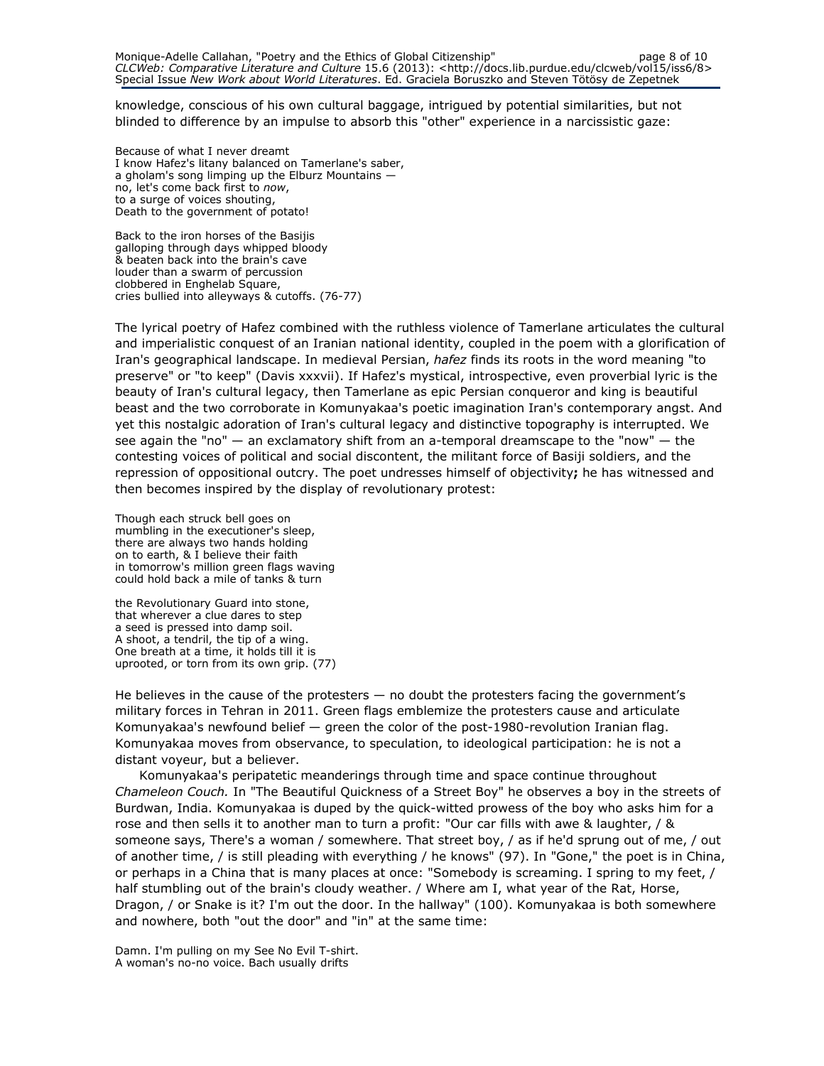knowledge, conscious of his own cultural baggage, intrigued by potential similarities, but not blinded to difference by an impulse to absorb this "other" experience in a narcissistic gaze:

Because of what I never dreamt  
I know Hafez's litany balanced on Tamerlane's saber,  
a gholam's song limping up the Elburz Mountains —  
no, let's come back first to *now*,  
to a surge of voices shouting,  
Death to the government of potato!

Back to the iron horses of the Basijis  
galloping through days whipped bloody  
& beaten back into the brain's cave  
louder than a swarm of percussion  
clobbered in Enghelab Square,  
cries bullied into alleyways & cutoffs. (76-77)

The lyrical poetry of Hafez combined with the ruthless violence of Tamerlane articulates the cultural and imperialistic conquest of an Iranian national identity, coupled in the poem with a glorification of Iran's geographical landscape. In medieval Persian, *hafez* finds its roots in the word meaning "to preserve" or "to keep" (Davis xxxvii). If Hafez's mystical, introspective, even proverbial lyric is the beauty of Iran's cultural legacy, then Tamerlane as epic Persian conqueror and king is beautiful beast and the two corroborate in Komunyakaa's poetic imagination Iran's contemporary angst. And yet this nostalgic adoration of Iran's cultural legacy and distinctive topography is interrupted. We see again the "no" — an exclamatory shift from an a-temporal dreamscape to the "now" — the contesting voices of political and social discontent, the militant force of Basiji soldiers, and the repression of oppositional outcry. The poet undresses himself of objectivity**;** he has witnessed and then becomes inspired by the display of revolutionary protest:

Though each struck bell goes on  
mumbling in the executioner's sleep,  
there are always two hands holding  
on to earth, & I believe their faith  
in tomorrow's million green flags waving  
could hold back a mile of tanks & turn

the Revolutionary Guard into stone,  
that wherever a clue dares to step  
a seed is pressed into damp soil.  
A shoot, a tendril, the tip of a wing.  
One breath at a time, it holds till it is  
uprooted, or torn from its own grip. (77)

He believes in the cause of the protesters — no doubt the protesters facing the government's military forces in Tehran in 2011. Green flags emblemize the protesters cause and articulate Komunyakaa's newfound belief — green the color of the post-1980-revolution Iranian flag. Komunyakaa moves from observance, to speculation, to ideological participation: he is not a distant voyeur, but a believer.

Komunyakaa's peripatetic meanderings through time and space continue throughout *Chameleon Couch.* In "The Beautiful Quickness of a Street Boy" he observes a boy in the streets of Burdwan, India. Komunyakaa is duped by the quick-witted prowess of the boy who asks him for a rose and then sells it to another man to turn a profit: "Our car fills with awe & laughter, / & someone says, There's a woman / somewhere. That street boy, / as if he'd sprung out of me, / out of another time, / is still pleading with everything / he knows" (97). In "Gone," the poet is in China, or perhaps in a China that is many places at once: "Somebody is screaming. I spring to my feet, / half stumbling out of the brain's cloudy weather. / Where am I, what year of the Rat, Horse, Dragon, / or Snake is it? I'm out the door. In the hallway" (100). Komunyakaa is both somewhere and nowhere, both "out the door" and "in" at the same time:

Damn. I'm pulling on my See No Evil T-shirt.  
A woman's no-no voice. Bach usually drifts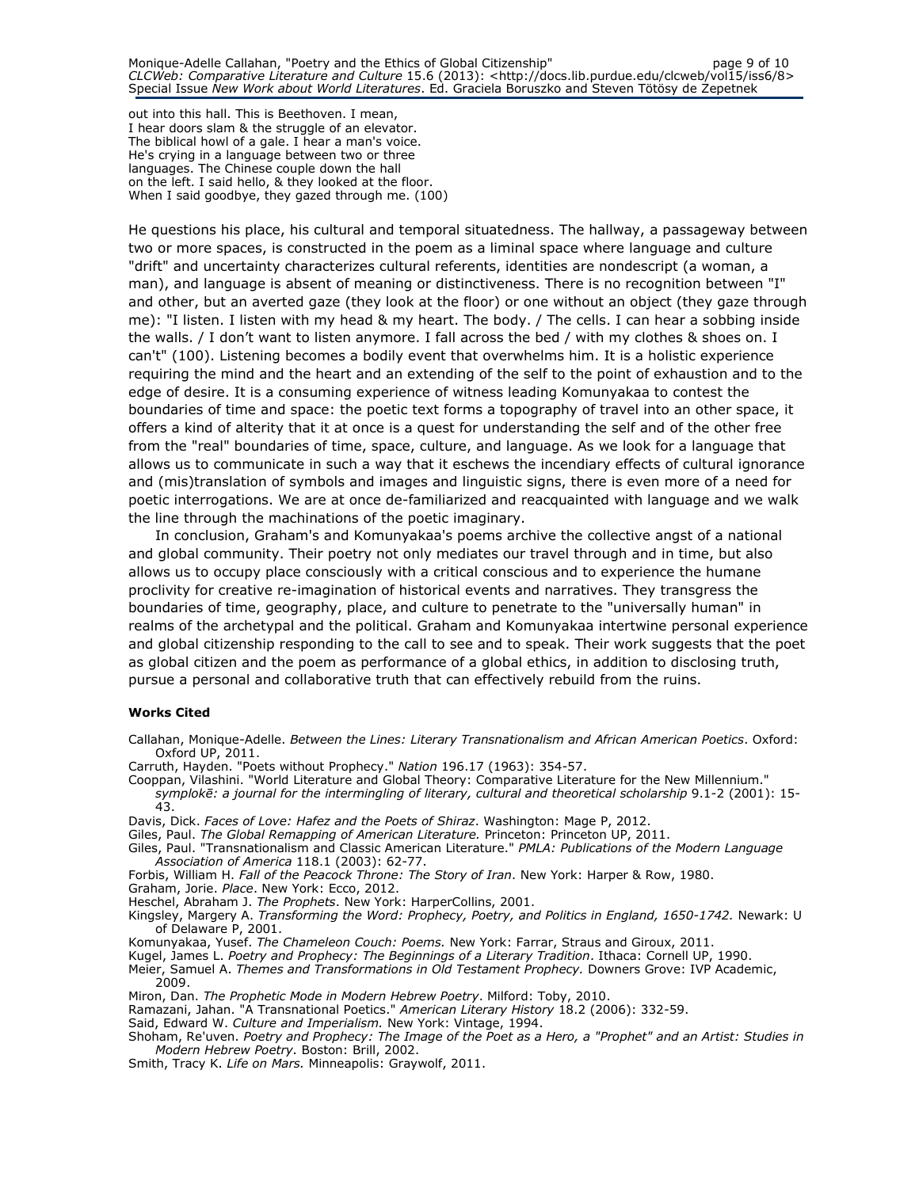out into this hall. This is Beethoven. I mean,  
I hear doors slam & the struggle of an elevator.  
The biblical howl of a gale. I hear a man's voice.  
He's crying in a language between two or three  
languages. The Chinese couple down the hall  
on the left. I said hello, & they looked at the floor.  
When I said goodbye, they gazed through me. (100)

He questions his place, his cultural and temporal situatedness. The hallway, a passageway between two or more spaces, is constructed in the poem as a liminal space where language and culture "drift" and uncertainty characterizes cultural referents, identities are nondescript (a woman, a man), and language is absent of meaning or distinctiveness. There is no recognition between "I" and other, but an averted gaze (they look at the floor) or one without an object (they gaze through me): "I listen. I listen with my head & my heart. The body. / The cells. I can hear a sobbing inside the walls. / I don't want to listen anymore. I fall across the bed / with my clothes & shoes on. I can't" (100). Listening becomes a bodily event that overwhelms him. It is a holistic experience requiring the mind and the heart and an extending of the self to the point of exhaustion and to the edge of desire. It is a consuming experience of witness leading Komunyakaa to contest the boundaries of time and space: the poetic text forms a topography of travel into an other space, it offers a kind of alterity that it at once is a quest for understanding the self and of the other free from the "real" boundaries of time, space, culture, and language. As we look for a language that allows us to communicate in such a way that it eschews the incendiary effects of cultural ignorance and (mis)translation of symbols and images and linguistic signs, there is even more of a need for poetic interrogations. We are at once de-familiarized and reacquainted with language and we walk the line through the machinations of the poetic imaginary.

In conclusion, Graham's and Komunyakaa's poems archive the collective angst of a national and global community. Their poetry not only mediates our travel through and in time, but also allows us to occupy place consciously with a critical conscious and to experience the humane proclivity for creative re-imagination of historical events and narratives. They transgress the boundaries of time, geography, place, and culture to penetrate to the "universally human" in realms of the archetypal and the political. Graham and Komunyakaa intertwine personal experience and global citizenship responding to the call to see and to speak. Their work suggests that the poet as global citizen and the poem as performance of a global ethics, in addition to disclosing truth, pursue a personal and collaborative truth that can effectively rebuild from the ruins.

**Works Cited**

Callahan, Monique-Adelle. *Between the Lines: Literary Transnationalism and African American Poetics*. Oxford: Oxford UP, 2011.

Carruth, Hayden. "Poets without Prophecy." *Nation* 196.17 (1963): 354-57.

Cooppan, Vilashini. "World Literature and Global Theory: Comparative Literature for the New Millennium." *symplokē: a journal for the intermingling of literary, cultural and theoretical scholarship* 9.1-2 (2001): 15-43.

Davis, Dick. *Faces of Love: Hafez and the Poets of Shiraz*. Washington: Mage P, 2012.

Giles, Paul. *The Global Remapping of American Literature.* Princeton: Princeton UP, 2011.

Giles, Paul. "Transnationalism and Classic American Literature." *PMLA: Publications of the Modern Language Association of America* 118.1 (2003): 62-77.

Forbis, William H. *Fall of the Peacock Throne: The Story of Iran*. New York: Harper & Row, 1980.

Graham, Jorie. *Place*. New York: Ecco, 2012.

Heschel, Abraham J. *The Prophets*. New York: HarperCollins, 2001.

Kingsley, Margery A. *Transforming the Word: Prophecy, Poetry, and Politics in England, 1650-1742.* Newark: U of Delaware P, 2001.

Komunyakaa, Yusef. *The Chameleon Couch: Poems.* New York: Farrar, Straus and Giroux, 2011.

Kugel, James L. *Poetry and Prophecy: The Beginnings of a Literary Tradition*. Ithaca: Cornell UP, 1990.

Meier, Samuel A. *Themes and Transformations in Old Testament Prophecy.* Downers Grove: IVP Academic, 2009.

Miron, Dan. *The Prophetic Mode in Modern Hebrew Poetry*. Milford: Toby, 2010.

Ramazani, Jahan. "A Transnational Poetics." *American Literary History* 18.2 (2006): 332-59.

Said, Edward W. *Culture and Imperialism.* New York: Vintage, 1994.

Shoham, Re'uven. *Poetry and Prophecy: The Image of the Poet as a Hero, a "Prophet" and an Artist: Studies in Modern Hebrew Poetry*. Boston: Brill, 2002.

Smith, Tracy K. *Life on Mars.* Minneapolis: Graywolf, 2011.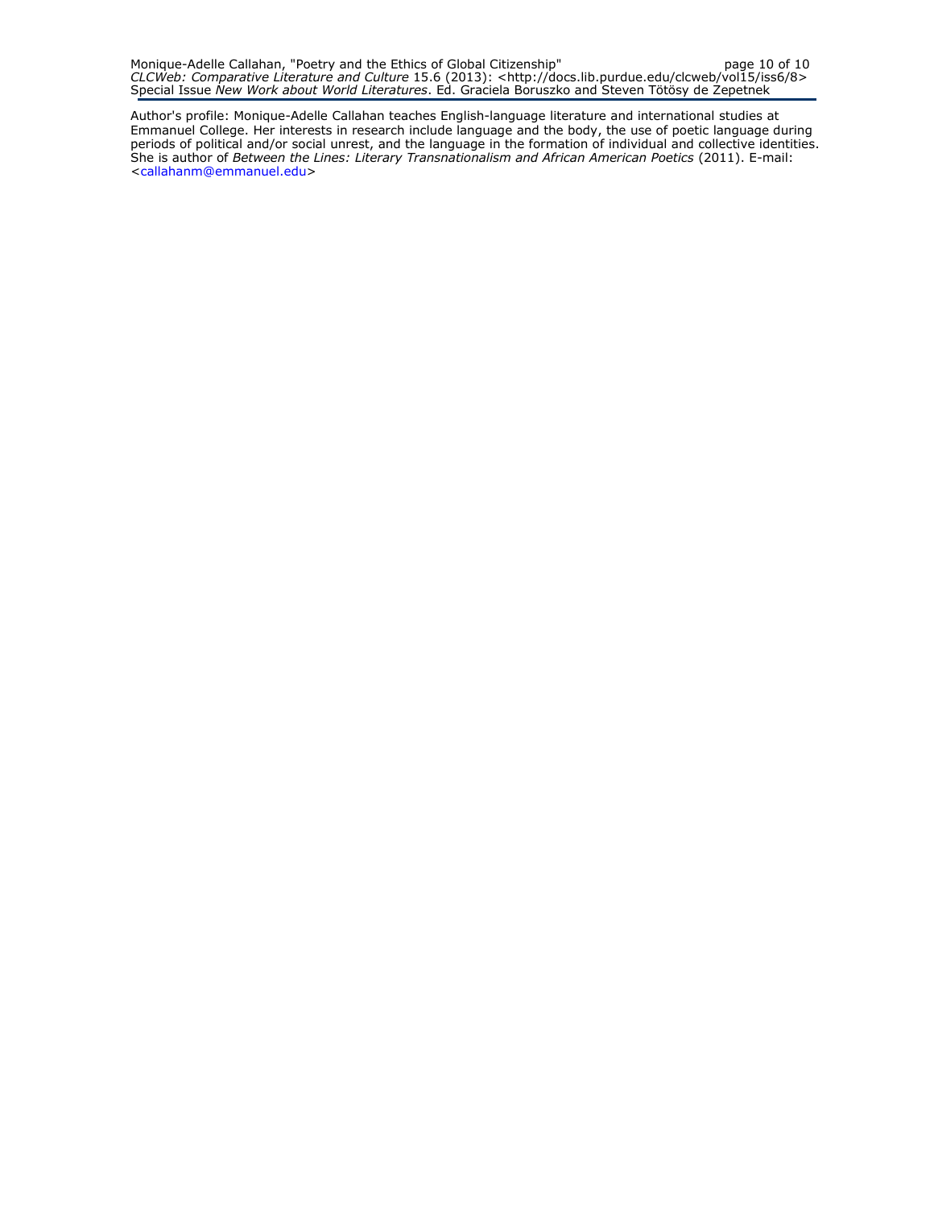Author's profile: Monique-Adelle Callahan teaches English-language literature and international studies at Emmanuel College. Her interests in research include language and the body, the use of poetic language during periods of political and/or social unrest, and the language in the formation of individual and collective identities. She is author of *Between the Lines: Literary Transnationalism and African American Poetics* (2011). E-mail: <callahanm@emmanuel.edu>